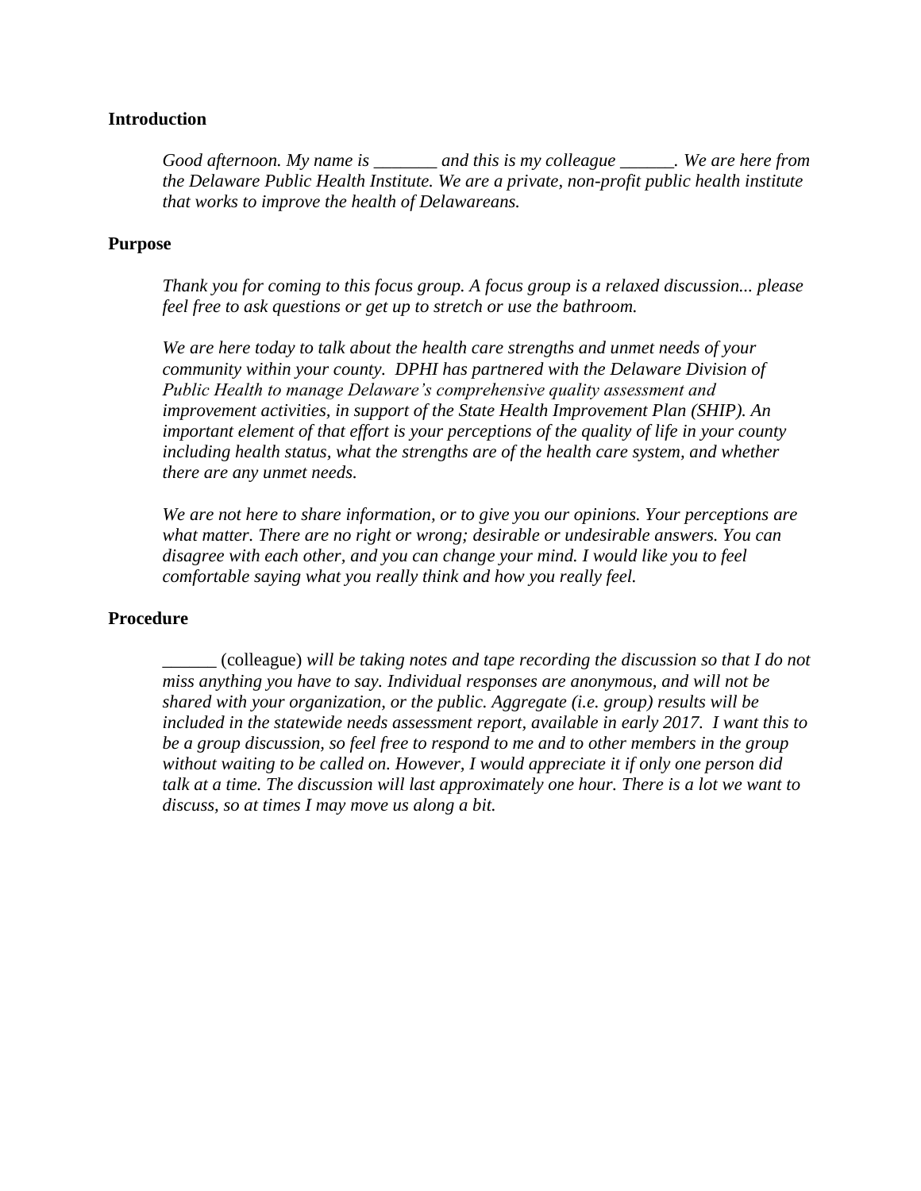**Introduction**

*Good afternoon. My name is _______ and this is my colleague ______. We are here from the Delaware Public Health Institute. We are a private, non-profit public health institute that works to improve the health of Delawareans.*

**Purpose**

*Thank you for coming to this focus group. A focus group is a relaxed discussion... please feel free to ask questions or get up to stretch or use the bathroom.*

*We are here today to talk about the health care strengths and unmet needs of your community within your county. DPHI has partnered with the Delaware Division of Public Health to manage Delaware's comprehensive quality assessment and improvement activities, in support of the State Health Improvement Plan (SHIP). An important element of that effort is your perceptions of the quality of life in your county including health status, what the strengths are of the health care system, and whether there are any unmet needs.*

*We are not here to share information, or to give you our opinions. Your perceptions are what matter. There are no right or wrong; desirable or undesirable answers. You can disagree with each other, and you can change your mind. I would like you to feel comfortable saying what you really think and how you really feel.*

**Procedure**

______ (colleague) *will be taking notes and tape recording the discussion so that I do not miss anything you have to say. Individual responses are anonymous, and will not be shared with your organization, or the public. Aggregate (i.e. group) results will be included in the statewide needs assessment report, available in early 2017. I want this to be a group discussion, so feel free to respond to me and to other members in the group without waiting to be called on. However, I would appreciate it if only one person did talk at a time. The discussion will last approximately one hour. There is a lot we want to discuss, so at times I may move us along a bit.*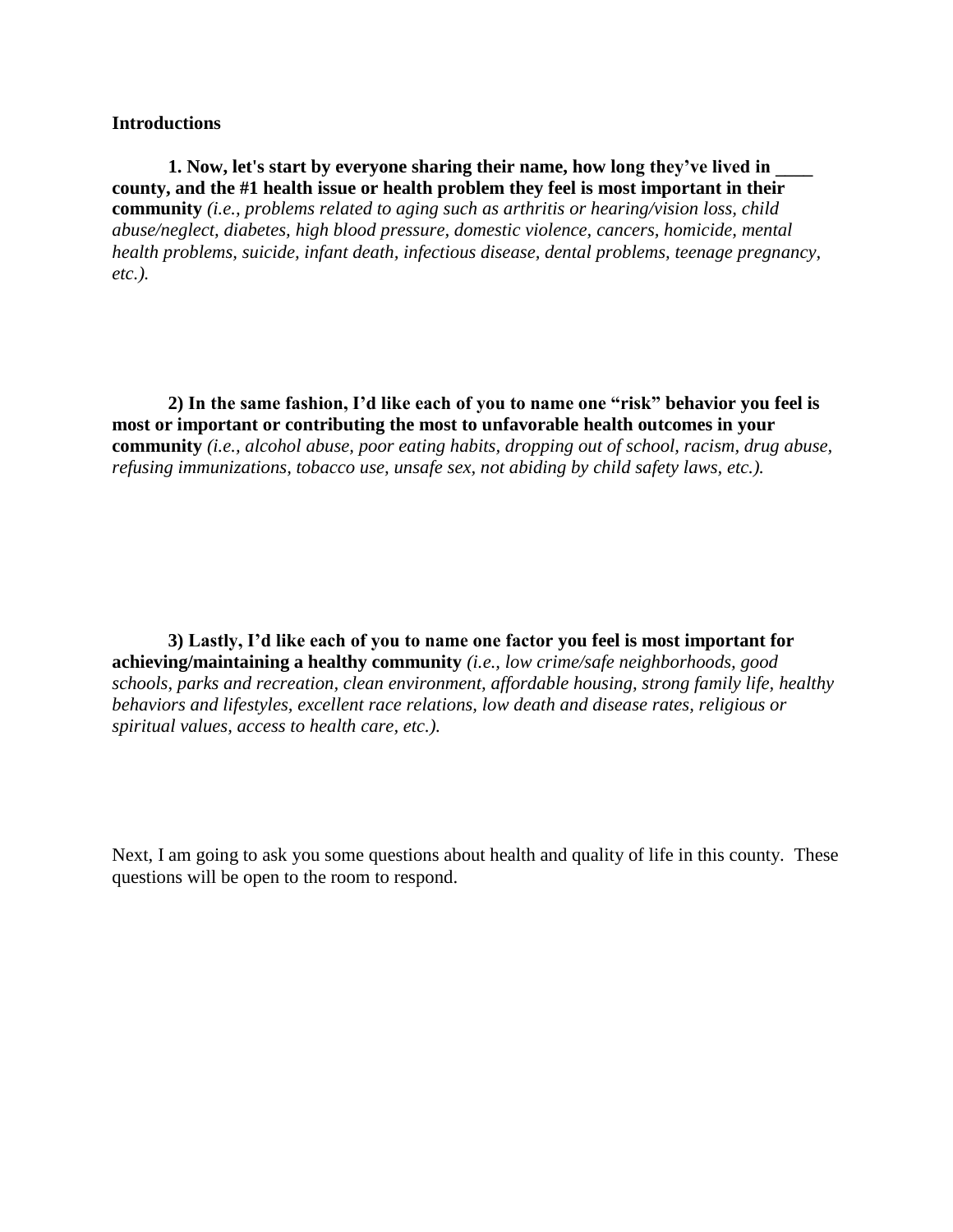**Introductions**

**1. Now, let's start by everyone sharing their name, how long they've lived in \_\_\_\_ county, and the #1 health issue or health problem they feel is most important in their community** *(i.e., problems related to aging such as arthritis or hearing/vision loss, child abuse/neglect, diabetes, high blood pressure, domestic violence, cancers, homicide, mental health problems, suicide, infant death, infectious disease, dental problems, teenage pregnancy, etc.).*

**2) In the same fashion, I'd like each of you to name one "risk" behavior you feel is most or important or contributing the most to unfavorable health outcomes in your community** *(i.e., alcohol abuse, poor eating habits, dropping out of school, racism, drug abuse, refusing immunizations, tobacco use, unsafe sex, not abiding by child safety laws, etc.).*

**3) Lastly, I'd like each of you to name one factor you feel is most important for achieving/maintaining a healthy community** *(i.e., low crime/safe neighborhoods, good schools, parks and recreation, clean environment, affordable housing, strong family life, healthy behaviors and lifestyles, excellent race relations, low death and disease rates, religious or spiritual values, access to health care, etc.).*

Next, I am going to ask you some questions about health and quality of life in this county. These questions will be open to the room to respond.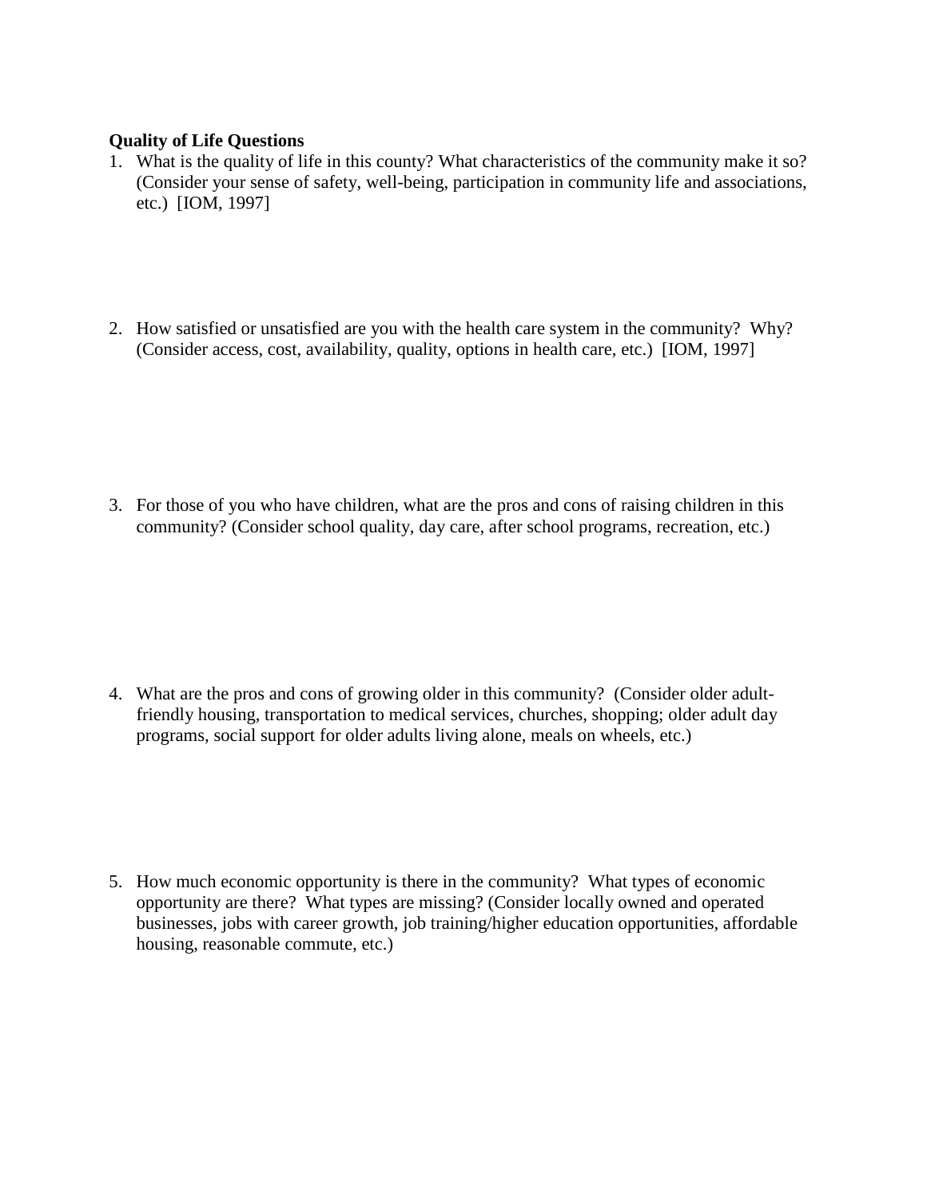**Quality of Life Questions**

1. What is the quality of life in this county? What characteristics of the community make it so? (Consider your sense of safety, well-being, participation in community life and associations, etc.) [IOM, 1997]

2. How satisfied or unsatisfied are you with the health care system in the community? Why? (Consider access, cost, availability, quality, options in health care, etc.) [IOM, 1997]

3. For those of you who have children, what are the pros and cons of raising children in this community? (Consider school quality, day care, after school programs, recreation, etc.)

4. What are the pros and cons of growing older in this community? (Consider older adult-friendly housing, transportation to medical services, churches, shopping; older adult day programs, social support for older adults living alone, meals on wheels, etc.)

5. How much economic opportunity is there in the community? What types of economic opportunity are there? What types are missing? (Consider locally owned and operated businesses, jobs with career growth, job training/higher education opportunities, affordable housing, reasonable commute, etc.)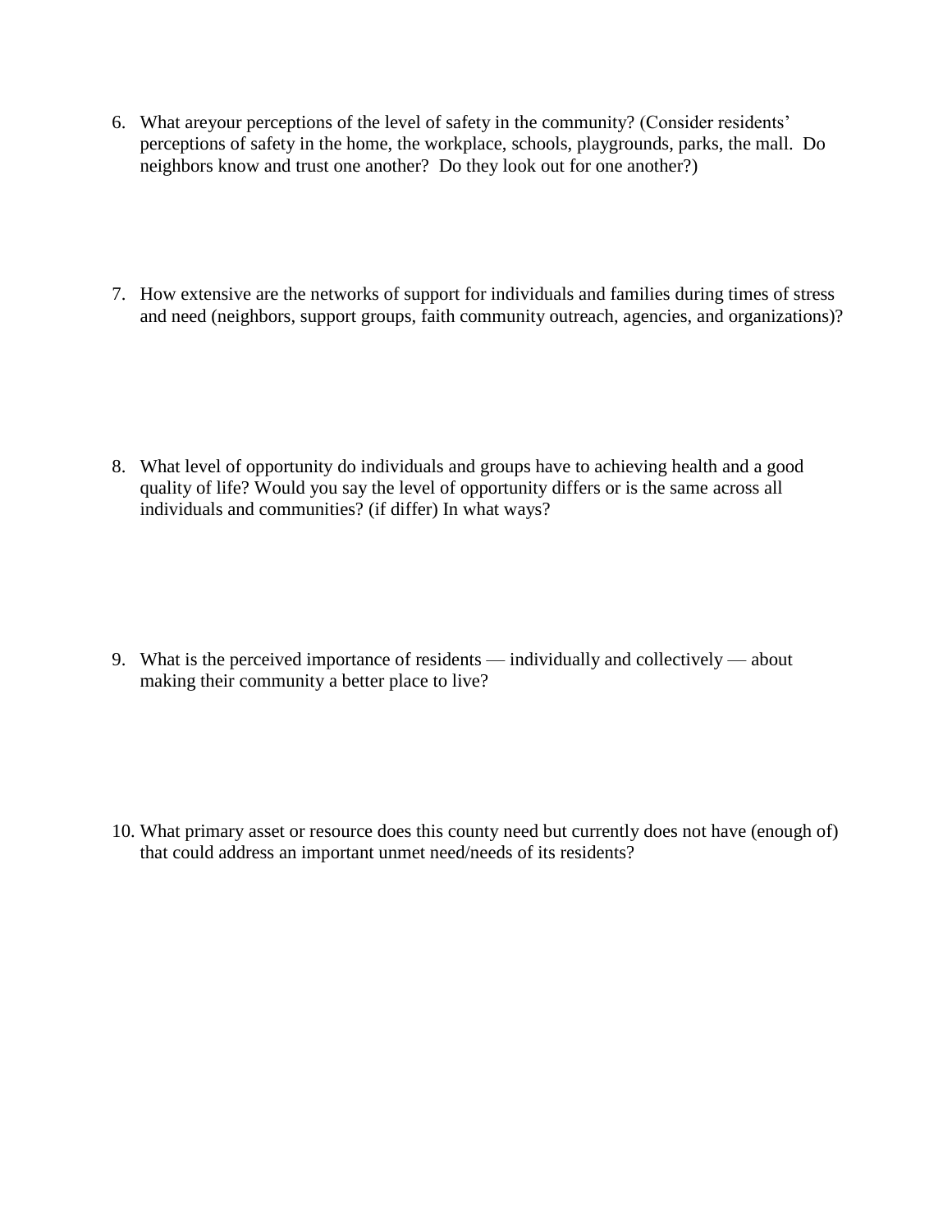6. What areyour perceptions of the level of safety in the community? (Consider residents' perceptions of safety in the home, the workplace, schools, playgrounds, parks, the mall. Do neighbors know and trust one another? Do they look out for one another?)

7. How extensive are the networks of support for individuals and families during times of stress and need (neighbors, support groups, faith community outreach, agencies, and organizations)?

8. What level of opportunity do individuals and groups have to achieving health and a good quality of life? Would you say the level of opportunity differs or is the same across all individuals and communities? (if differ) In what ways?

9. What is the perceived importance of residents — individually and collectively — about making their community a better place to live?

10. What primary asset or resource does this county need but currently does not have (enough of) that could address an important unmet need/needs of its residents?